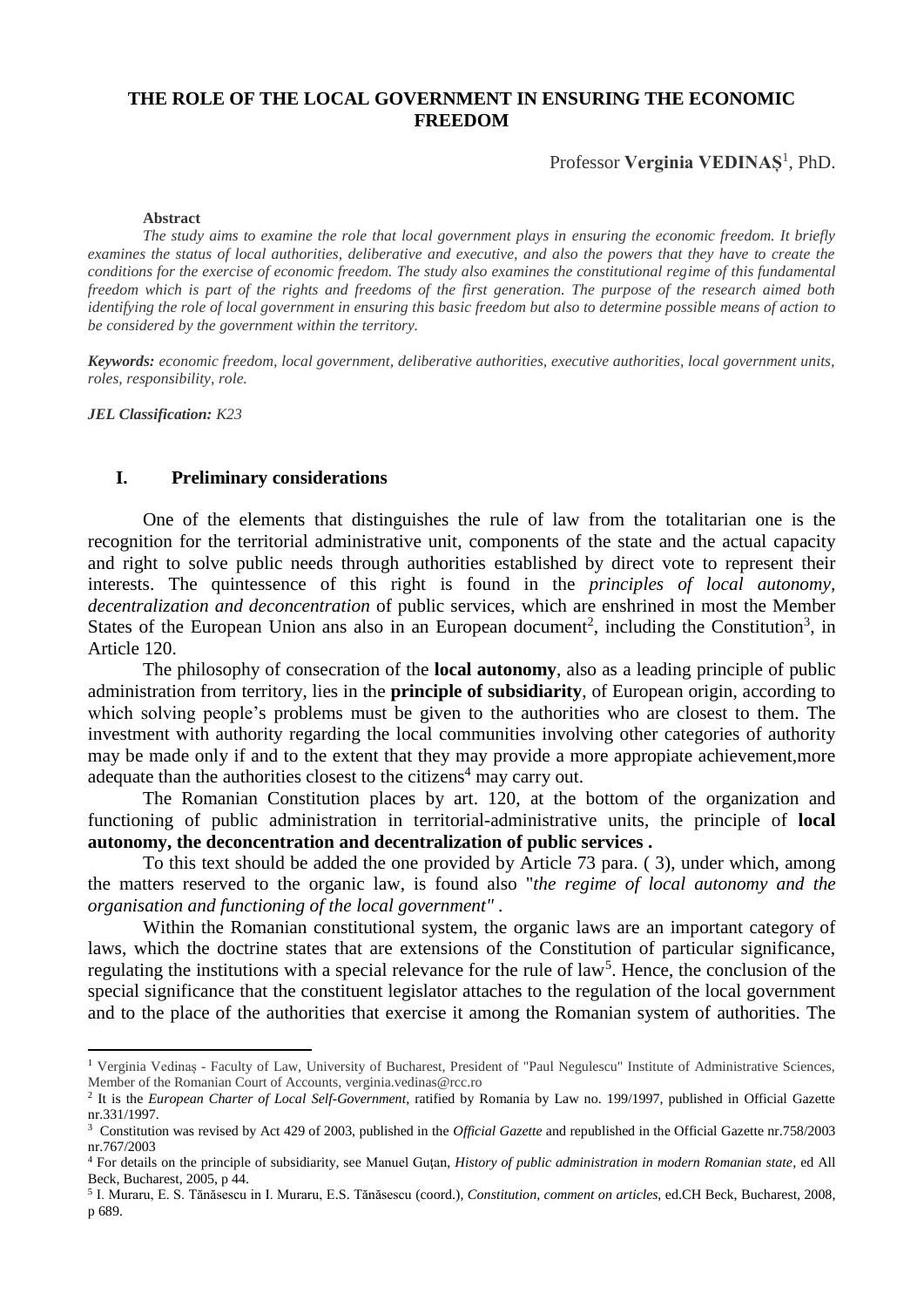# THE ROLE OF THE LOCAL GOVERNMENT IN ENSURING THE ECONOMIC FREEDOM

Professor **Verginia VEDINAȘ**[1], PhD.

**Abstract**

*The study aims to examine the role that local government plays in ensuring the economic freedom. It briefly examines the status of local authorities, deliberative and executive, and also the powers that they have to create the conditions for the exercise of economic freedom. The study also examines the constitutional regime of this fundamental freedom which is part of the rights and freedoms of the first generation. The purpose of the research aimed both identifying the role of local government in ensuring this basic freedom but also to determine possible means of action to be considered by the government within the territory.*

***Keywords:*** *economic freedom, local government, deliberative authorities, executive authorities, local government units, roles, responsibility, role.*

***JEL Classification:*** *K23*

## I. Preliminary considerations

One of the elements that distinguishes the rule of law from the totalitarian one is the recognition for the territorial administrative unit, components of the state and the actual capacity and right to solve public needs through authorities established by direct vote to represent their interests. The quintessence of this right is found in the *principles of local autonomy, decentralization and deconcentration* of public services, which are enshrined in most the Member States of the European Union ans also in an European document[2], including the Constitution[3], in Article 120.

The philosophy of consecration of the **local autonomy**, also as a leading principle of public administration from territory, lies in the **principle of subsidiarity**, of European origin, according to which solving people's problems must be given to the authorities who are closest to them. The investment with authority regarding the local communities involving other categories of authority may be made only if and to the extent that they may provide a more appropiate achievement,more adequate than the authorities closest to the citizens[4] may carry out.

The Romanian Constitution places by art. 120, at the bottom of the organization and functioning of public administration in territorial-administrative units, the principle of **local autonomy, the deconcentration and decentralization of public services .**

To this text should be added the one provided by Article 73 para. ( 3), under which, among the matters reserved to the organic law, is found also "*the regime of local autonomy and the organisation and functioning of the local government"* .

Within the Romanian constitutional system, the organic laws are an important category of laws, which the doctrine states that are extensions of the Constitution of particular significance, regulating the institutions with a special relevance for the rule of law[5]. Hence, the conclusion of the special significance that the constituent legislator attaches to the regulation of the local government and to the place of the authorities that exercise it among the Romanian system of authorities. The

---

[1] Verginia Vedinaș - Faculty of Law, University of Bucharest, President of "Paul Negulescu" Institute of Administrative Sciences, Member of the Romanian Court of Accounts, verginia.vedinas@rcc.ro

[2] It is the *European Charter of Local Self-Government*, ratified by Romania by Law no. 199/1997, published in Official Gazette nr.331/1997.

[3] Constitution was revised by Act 429 of 2003, published in the *Official Gazette* and republished in the Official Gazette nr.758/2003 nr.767/2003

[4] For details on the principle of subsidiarity, see Manuel Guțan, *History of public administration in modern Romanian state*, ed All Beck, Bucharest, 2005, p 44.

[5] I. Muraru, E. S. Tănăsescu in I. Muraru, E.S. Tănăsescu (coord.), *Constitution, comment on articles*, ed.CH Beck, Bucharest, 2008, p 689.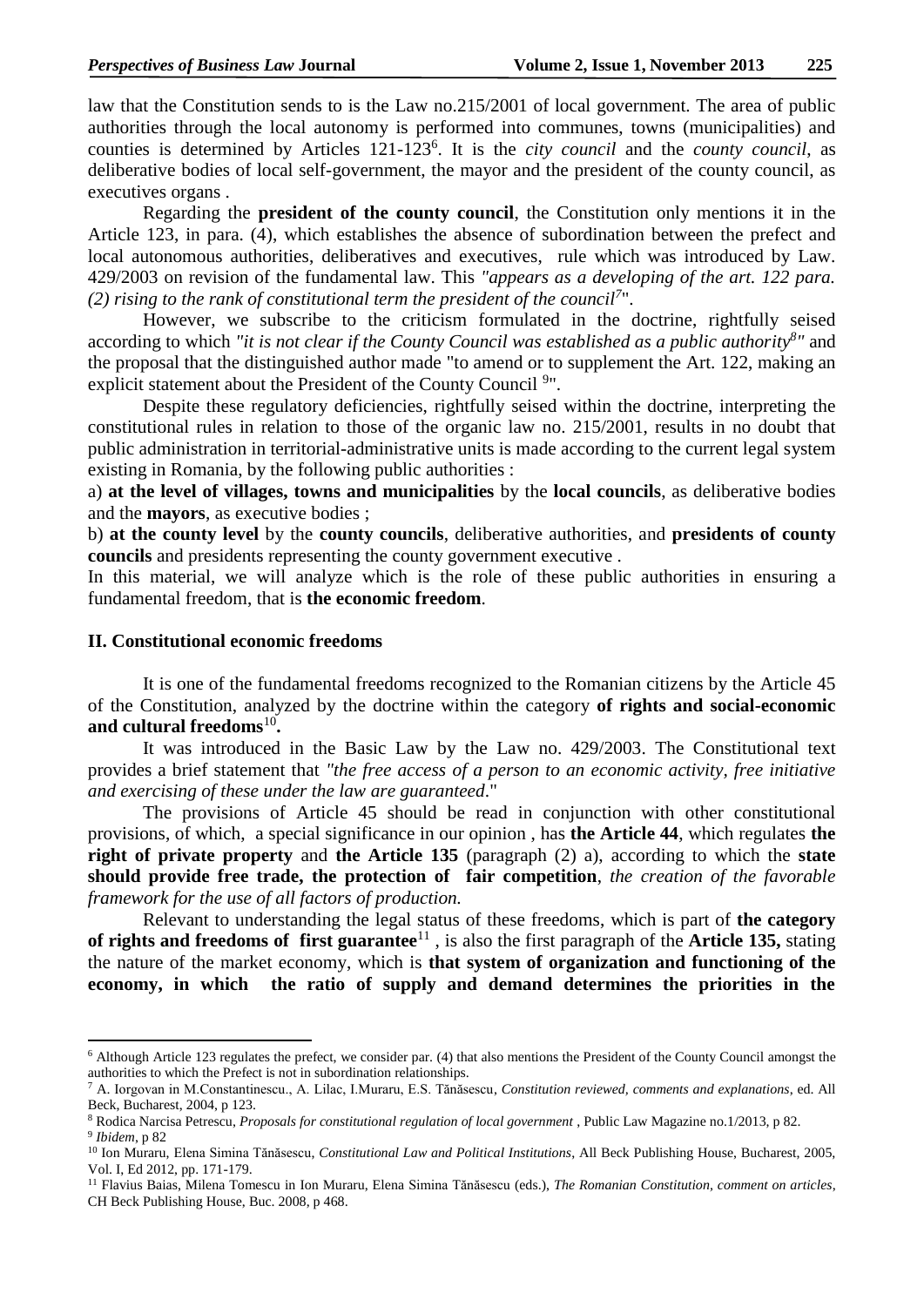law that the Constitution sends to is the Law no.215/2001 of local government. The area of public authorities through the local autonomy is performed into communes, towns (municipalities) and counties is determined by Articles 121-123[6]. It is the *city council* and the *county council*, as deliberative bodies of local self-government, the mayor and the president of the county council, as executives organs .

Regarding the **president of the county council**, the Constitution only mentions it in the Article 123, in para. (4), which establishes the absence of subordination between the prefect and local autonomous authorities, deliberatives and executives, rule which was introduced by Law. 429/2003 on revision of the fundamental law. This *"appears as a developing of the art. 122 para. (2) rising to the rank of constitutional term the president of the council[7]"*.

However, we subscribe to the criticism formulated in the doctrine, rightfully seised according to which *"it is not clear if the County Council was established as a public authority[8]"* and the proposal that the distinguished author made "to amend or to supplement the Art. 122, making an explicit statement about the President of the County Council [9]".

Despite these regulatory deficiencies, rightfully seised within the doctrine, interpreting the constitutional rules in relation to those of the organic law no. 215/2001, results in no doubt that public administration in territorial-administrative units is made according to the current legal system existing in Romania, by the following public authorities :

a) **at the level of villages, towns and municipalities** by the **local councils**, as deliberative bodies and the **mayors**, as executive bodies ;

b) **at the county level** by the **county councils**, deliberative authorities, and **presidents of county councils** and presidents representing the county government executive .

In this material, we will analyze which is the role of these public authorities in ensuring a fundamental freedom, that is **the economic freedom**.

## II. Constitutional economic freedoms

It is one of the fundamental freedoms recognized to the Romanian citizens by the Article 45 of the Constitution, analyzed by the doctrine within the category **of rights and social-economic and cultural freedoms**[10]**.**

It was introduced in the Basic Law by the Law no. 429/2003. The Constitutional text provides a brief statement that *"the free access of a person to an economic activity, free initiative and exercising of these under the law are guaranteed*."

The provisions of Article 45 should be read in conjunction with other constitutional provisions, of which, a special significance in our opinion , has **the Article 44**, which regulates **the right of private property** and **the Article 135** (paragraph (2) a), according to which the **state should provide free trade, the protection of fair competition**, *the creation of the favorable framework for the use of all factors of production.*

Relevant to understanding the legal status of these freedoms, which is part of **the category of rights and freedoms of first guarantee**[11] , is also the first paragraph of the **Article 135,** stating the nature of the market economy, which is **that system of organization and functioning of the economy, in which the ratio of supply and demand determines the priorities in the**

---

[6] Although Article 123 regulates the prefect, we consider par. (4) that also mentions the President of the County Council amongst the authorities to which the Prefect is not in subordination relationships.

[7] A. Iorgovan in M.Constantinescu., A. Lilac, I.Muraru, E.S. Tănăsescu, *Constitution reviewed, comments and explanations*, ed. All Beck, Bucharest, 2004, p 123.

[8] Rodica Narcisa Petrescu, *Proposals for constitutional regulation of local government* , Public Law Magazine no.1/2013, p 82.

[9] *Ibidem*, p 82

[10] Ion Muraru, Elena Simina Tănăsescu, *Constitutional Law and Political Institutions*, All Beck Publishing House, Bucharest, 2005, Vol. I, Ed 2012, pp. 171-179.

[11] Flavius Baias, Milena Tomescu in Ion Muraru, Elena Simina Tănăsescu (eds.), *The Romanian Constitution, comment on articles*, CH Beck Publishing House, Buc. 2008, p 468.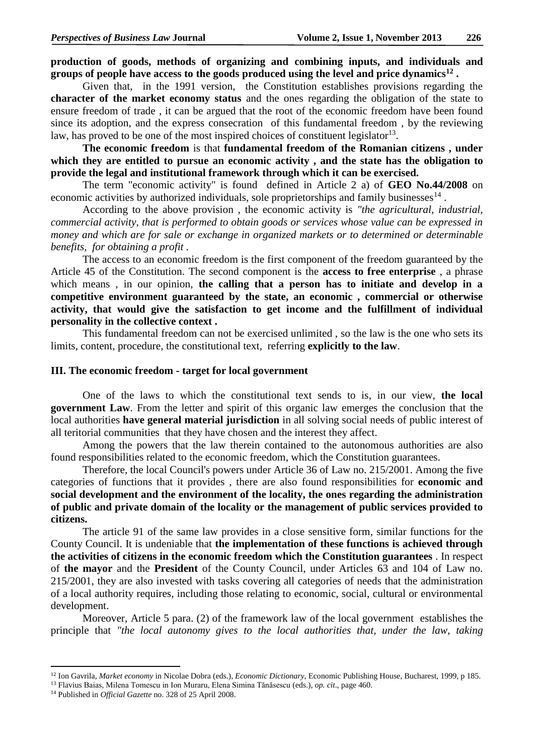**production of goods, methods of organizing and combining inputs, and individuals and groups of people have access to the goods produced using the level and price dynamics[12] .**

Given that, in the 1991 version, the Constitution establishes provisions regarding the **character of the market economy status** and the ones regarding the obligation of the state to ensure freedom of trade , it can be argued that the root of the economic freedom have been found since its adoption, and the express consecration of this fundamental freedom , by the reviewing law, has proved to be one of the most inspired choices of constituent legislator[13].

**The economic freedom** is that **fundamental freedom of the Romanian citizens , under which they are entitled to pursue an economic activity , and the state has the obligation to provide the legal and institutional framework through which it can be exercised.**

The term "economic activity" is found defined in Article 2 a) of **GEO No.44/2008** on economic activities by authorized individuals, sole proprietorships and family businesses[14] .

According to the above provision , the economic activity is *"the agricultural, industrial, commercial activity, that is performed to obtain goods or services whose value can be expressed in money and which are for sale or exchange in organized markets or to determined or determinable benefits, for obtaining a profit .*

The access to an economic freedom is the first component of the freedom guaranteed by the Article 45 of the Constitution. The second component is the **access to free enterprise** , a phrase which means , in our opinion, **the calling that a person has to initiate and develop in a competitive environment guaranteed by the state, an economic , commercial or otherwise activity, that would give the satisfaction to get income and the fulfillment of individual personality in the collective context .**

This fundamental freedom can not be exercised unlimited , so the law is the one who sets its limits, content, procedure, the constitutional text, referring **explicitly to the law**.

### III. The economic freedom - target for local government

One of the laws to which the constitutional text sends to is, in our view, **the local government Law**. From the letter and spirit of this organic law emerges the conclusion that the local authorities **have general material jurisdiction** in all solving social needs of public interest of all teritorial communities that they have chosen and the interest they affect.

Among the powers that the law therein contained to the autonomous authorities are also found responsibilities related to the economic freedom, which the Constitution guarantees.

Therefore, the local Council's powers under Article 36 of Law no. 215/2001. Among the five categories of functions that it provides , there are also found responsibilities for **economic and social development and the environment of the locality, the ones regarding the administration of public and private domain of the locality or the management of public services provided to citizens.**

The article 91 of the same law provides in a close sensitive form, similar functions for the County Council. It is undeniable that **the implementation of these functions is achieved through the activities of citizens in the economic freedom which the Constitution guarantees** . In respect of **the mayor** and the **President** of the County Council, under Articles 63 and 104 of Law no. 215/2001, they are also invested with tasks covering all categories of needs that the administration of a local authority requires, including those relating to economic, social, cultural or environmental development.

Moreover, Article 5 para. (2) of the framework law of the local government establishes the principle that *"the local autonomy gives to the local authorities that, under the law, taking*

---

[12] Ion Gavrila, *Market economy* in Nicolae Dobra (eds.), *Economic Dictionary*, Economic Publishing House, Bucharest, 1999, p 185.

[13] Flavius Baias, Milena Tomescu in Ion Muraru, Elena Simina Tănăsescu (eds.), *op. cit*., page 460.

[14] Published in *Official Gazette* no. 328 of 25 April 2008.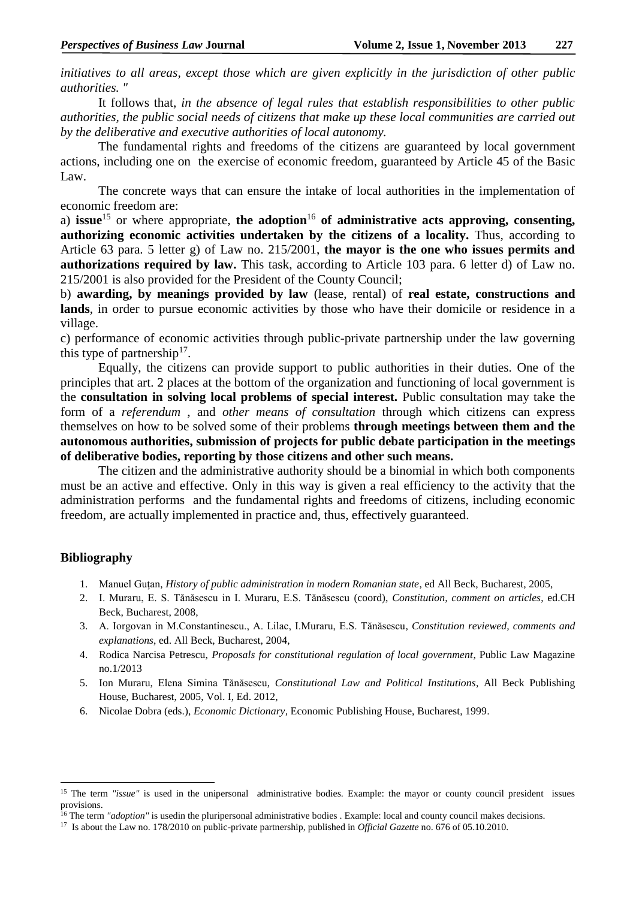*initiatives to all areas, except those which are given explicitly in the jurisdiction of other public authorities. "*

It follows that, *in the absence of legal rules that establish responsibilities to other public authorities, the public social needs of citizens that make up these local communities are carried out by the deliberative and executive authorities of local autonomy.*

The fundamental rights and freedoms of the citizens are guaranteed by local government actions, including one on the exercise of economic freedom, guaranteed by Article 45 of the Basic Law.

The concrete ways that can ensure the intake of local authorities in the implementation of economic freedom are:

a) **issue**[15] or where appropriate, **the adoption**[16] **of administrative acts approving, consenting, authorizing economic activities undertaken by the citizens of a locality.** Thus, according to Article 63 para. 5 letter g) of Law no. 215/2001, **the mayor is the one who issues permits and authorizations required by law.** This task, according to Article 103 para. 6 letter d) of Law no. 215/2001 is also provided for the President of the County Council;

b) **awarding, by meanings provided by law** (lease, rental) of **real estate, constructions and lands**, in order to pursue economic activities by those who have their domicile or residence in a village.

c) performance of economic activities through public-private partnership under the law governing this type of partnership[17].

Equally, the citizens can provide support to public authorities in their duties. One of the principles that art. 2 places at the bottom of the organization and functioning of local government is the **consultation in solving local problems of special interest.** Public consultation may take the form of a *referendum* , and *other means of consultation* through which citizens can express themselves on how to be solved some of their problems **through meetings between them and the autonomous authorities, submission of projects for public debate participation in the meetings of deliberative bodies, reporting by those citizens and other such means.**

The citizen and the administrative authority should be a binomial in which both components must be an active and effective. Only in this way is given a real efficiency to the activity that the administration performs and the fundamental rights and freedoms of citizens, including economic freedom, are actually implemented in practice and, thus, effectively guaranteed.

## Bibliography

1. Manuel Guțan, *History of public administration in modern Romanian state*, ed All Beck, Bucharest, 2005,
2. I. Muraru, E. S. Tănăsescu in I. Muraru, E.S. Tănăsescu (coord), *Constitution, comment on articles*, ed.CH Beck, Bucharest, 2008,
3. A. Iorgovan in M.Constantinescu., A. Lilac, I.Muraru, E.S. Tănăsescu, *Constitution reviewed, comments and explanations*, ed. All Beck, Bucharest, 2004,
4. Rodica Narcisa Petrescu, *Proposals for constitutional regulation of local government*, Public Law Magazine no.1/2013
5. Ion Muraru, Elena Simina Tănăsescu, *Constitutional Law and Political Institutions*, All Beck Publishing House, Bucharest, 2005, Vol. I, Ed. 2012,
6. Nicolae Dobra (eds.), *Economic Dictionary*, Economic Publishing House, Bucharest, 1999.

---

[15] The term *"issue"* is used in the unipersonal administrative bodies. Example: the mayor or county council president issues provisions.

[16] The term *"adoption"* is usedin the pluripersonal administrative bodies . Example: local and county council makes decisions.

[17] Is about the Law no. 178/2010 on public-private partnership, published in *Official Gazette* no. 676 of 05.10.2010.